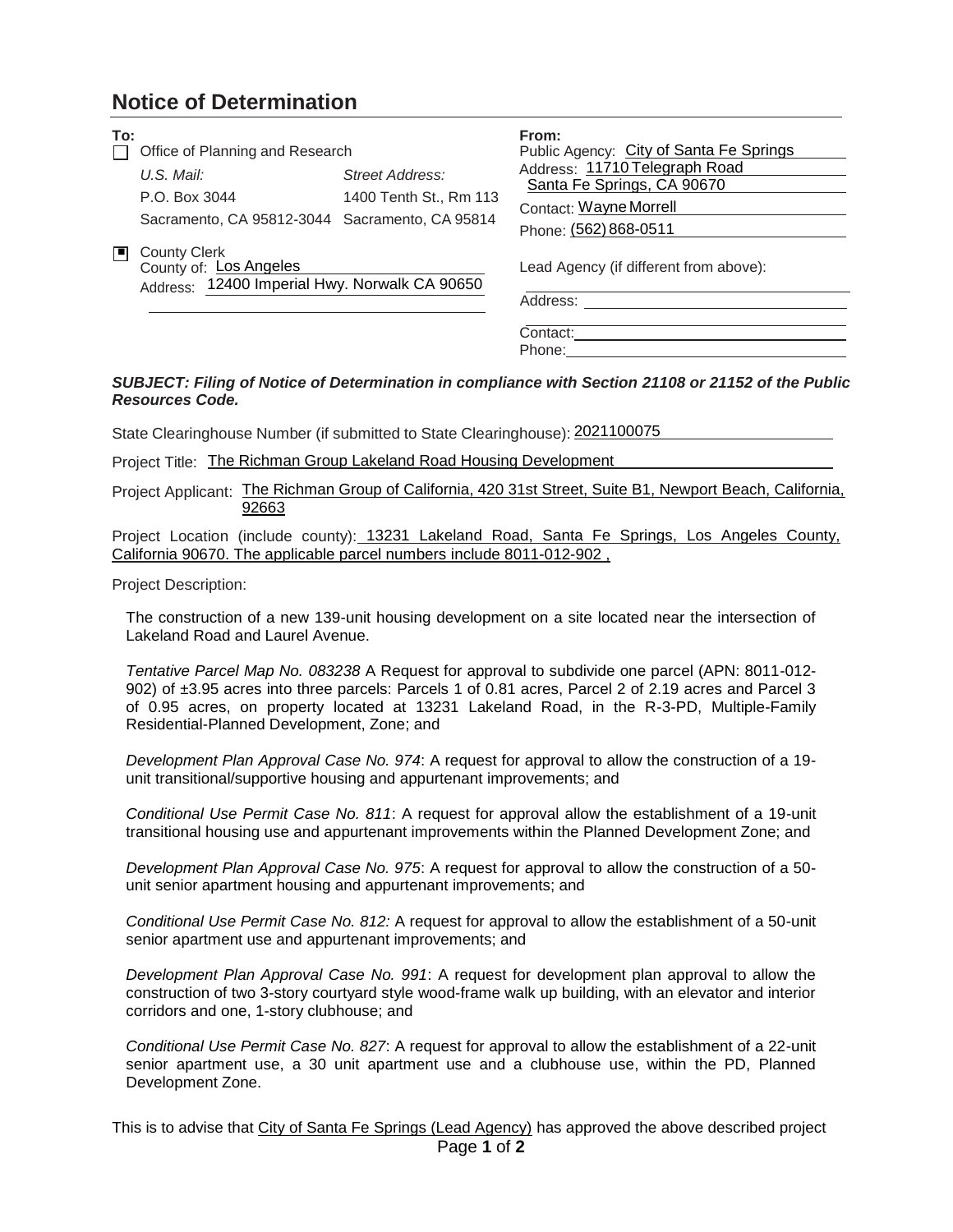# Notice of Determination

**To:**

☐ Office of Planning and Research

| *U.S. Mail:* | *Street Address:* |
| --- | --- |
| P.O. Box 3044 | 1400 Tenth St., Rm 113 |
| Sacramento, CA 95812-3044 | Sacramento, CA 95814 |

☒ County Clerk
County of: Los Angeles
Address: 12400 Imperial Hwy. Norwalk CA 90650

**From:**

Public Agency: City of Santa Fe Springs
Address: 11710 Telegraph Road
Santa Fe Springs, CA 90670
Contact: Wayne Morrell
Phone: (562) 868-0511

Lead Agency (if different from above):

Address:

Contact:
Phone:

***SUBJECT: Filing of Notice of Determination in compliance with Section 21108 or 21152 of the Public Resources Code.***

State Clearinghouse Number (if submitted to State Clearinghouse): 2021100075

Project Title: The Richman Group Lakeland Road Housing Development

Project Applicant: The Richman Group of California, 420 31st Street, Suite B1, Newport Beach, California, 92663

Project Location (include county): 13231 Lakeland Road, Santa Fe Springs, Los Angeles County, California 90670. The applicable parcel numbers include 8011-012-902 ,

Project Description:

The construction of a new 139-unit housing development on a site located near the intersection of Lakeland Road and Laurel Avenue.

*Tentative Parcel Map No. 083238* A Request for approval to subdivide one parcel (APN: 8011-012-902) of ±3.95 acres into three parcels: Parcels 1 of 0.81 acres, Parcel 2 of 2.19 acres and Parcel 3 of 0.95 acres, on property located at 13231 Lakeland Road, in the R-3-PD, Multiple-Family Residential-Planned Development, Zone; and

*Development Plan Approval Case No. 974*: A request for approval to allow the construction of a 19-unit transitional/supportive housing and appurtenant improvements; and

*Conditional Use Permit Case No. 811*: A request for approval allow the establishment of a 19-unit transitional housing use and appurtenant improvements within the Planned Development Zone; and

*Development Plan Approval Case No. 975*: A request for approval to allow the construction of a 50-unit senior apartment housing and appurtenant improvements; and

*Conditional Use Permit Case No. 812:* A request for approval to allow the establishment of a 50-unit senior apartment use and appurtenant improvements; and

*Development Plan Approval Case No. 991*: A request for development plan approval to allow the construction of two 3-story courtyard style wood-frame walk up building, with an elevator and interior corridors and one, 1-story clubhouse; and

*Conditional Use Permit Case No. 827*: A request for approval to allow the establishment of a 22-unit senior apartment use, a 30 unit apartment use and a clubhouse use, within the PD, Planned Development Zone.

This is to advise that City of Santa Fe Springs (Lead Agency) has approved the above described project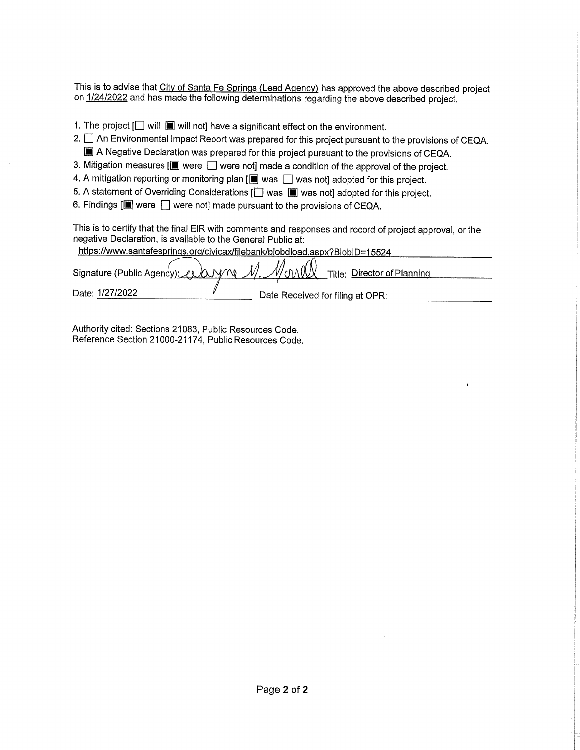This is to advise that City of Santa Fe Springs (Lead Agency) has approved the above described project on 1/24/2022 and has made the following determinations regarding the above described project.

1. The project [☐ will ☒ will not] have a significant effect on the environment.
2. ☐ An Environmental Impact Report was prepared for this project pursuant to the provisions of CEQA.
   ☒ A Negative Declaration was prepared for this project pursuant to the provisions of CEQA.
3. Mitigation measures [☒ were ☐ were not] made a condition of the approval of the project.
4. A mitigation reporting or monitoring plan [☒ was ☐ was not] adopted for this project.
5. A statement of Overriding Considerations [☐ was ☒ was not] adopted for this project.
6. Findings [☒ were ☐ were not] made pursuant to the provisions of CEQA.

This is to certify that the final EIR with comments and responses and record of project approval, or the negative Declaration, is available to the General Public at:
https://www.santafesprings.org/civicax/filebank/blobdload.aspx?BlobID=15524

Signature (Public Agency): Wayne M. Morrell Title: Director of Planning

Date: 1/27/2022 Date Received for filing at OPR: ____________

Authority cited: Sections 21083, Public Resources Code.
Reference Section 21000-21174, Public Resources Code.